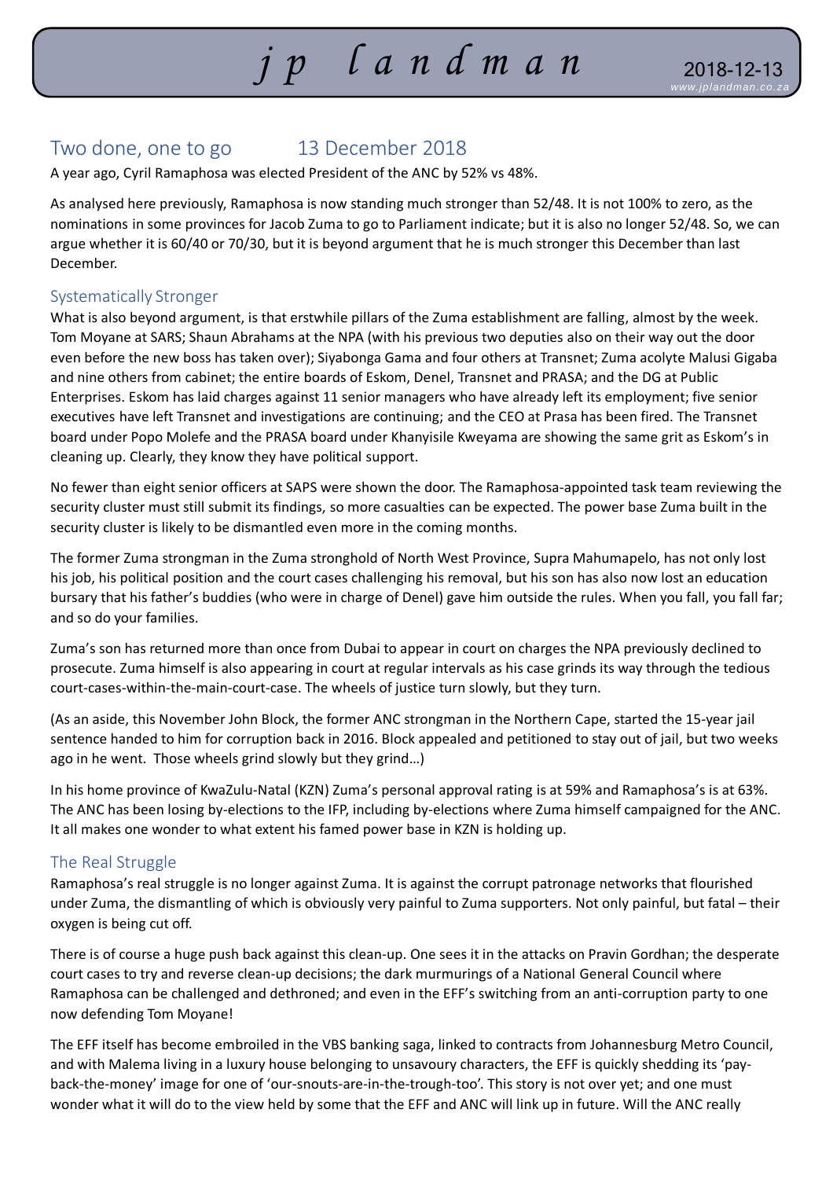## Two done, one to go 13 December 2018

A year ago, Cyril Ramaphosa was elected President of the ANC by 52% vs 48%.

As analysed here previously, Ramaphosa is now standing much stronger than 52/48. It is not 100% to zero, as the nominations in some provinces for Jacob Zuma to go to Parliament indicate; but it is also no longer 52/48. So, we can argue whether it is 60/40 or 70/30, but it is beyond argument that he is much stronger this December than last December.

### Systematically Stronger

What is also beyond argument, is that erstwhile pillars of the Zuma establishment are falling, almost by the week. Tom Moyane at SARS; Shaun Abrahams at the NPA (with his previous two deputies also on their way out the door even before the new boss has taken over); Siyabonga Gama and four others at Transnet; Zuma acolyte Malusi Gigaba and nine others from cabinet; the entire boards of Eskom, Denel, Transnet and PRASA; and the DG at Public Enterprises. Eskom has laid charges against 11 senior managers who have already left its employment; five senior executives have left Transnet and investigations are continuing; and the CEO at Prasa has been fired. The Transnet board under Popo Molefe and the PRASA board under Khanyisile Kweyama are showing the same grit as Eskom's in cleaning up. Clearly, they know they have political support.

No fewer than eight senior officers at SAPS were shown the door. The Ramaphosa-appointed task team reviewing the security cluster must still submit its findings, so more casualties can be expected. The power base Zuma built in the security cluster is likely to be dismantled even more in the coming months.

The former Zuma strongman in the Zuma stronghold of North West Province, Supra Mahumapelo, has not only lost his job, his political position and the court cases challenging his removal, but his son has also now lost an education bursary that his father's buddies (who were in charge of Denel) gave him outside the rules. When you fall, you fall far; and so do your families.

Zuma's son has returned more than once from Dubai to appear in court on charges the NPA previously declined to prosecute. Zuma himself is also appearing in court at regular intervals as his case grinds its way through the tedious court-cases-within-the-main-court-case. The wheels of justice turn slowly, but they turn.

(As an aside, this November John Block, the former ANC strongman in the Northern Cape, started the 15-year jail sentence handed to him for corruption back in 2016. Block appealed and petitioned to stay out of jail, but two weeks ago in he went. Those wheels grind slowly but they grind…)

In his home province of KwaZulu-Natal (KZN) Zuma's personal approval rating is at 59% and Ramaphosa's is at 63%. The ANC has been losing by-elections to the IFP, including by-elections where Zuma himself campaigned for the ANC. It all makes one wonder to what extent his famed power base in KZN is holding up.

### The Real Struggle

Ramaphosa's real struggle is no longer against Zuma. It is against the corrupt patronage networks that flourished under Zuma, the dismantling of which is obviously very painful to Zuma supporters. Not only painful, but fatal – their oxygen is being cut off.

There is of course a huge push back against this clean-up. One sees it in the attacks on Pravin Gordhan; the desperate court cases to try and reverse clean-up decisions; the dark murmurings of a National General Council where Ramaphosa can be challenged and dethroned; and even in the EFF's switching from an anti-corruption party to one now defending Tom Moyane!

The EFF itself has become embroiled in the VBS banking saga, linked to contracts from Johannesburg Metro Council, and with Malema living in a luxury house belonging to unsavoury characters, the EFF is quickly shedding its 'pay-back-the-money' image for one of 'our-snouts-are-in-the-trough-too'. This story is not over yet; and one must wonder what it will do to the view held by some that the EFF and ANC will link up in future. Will the ANC really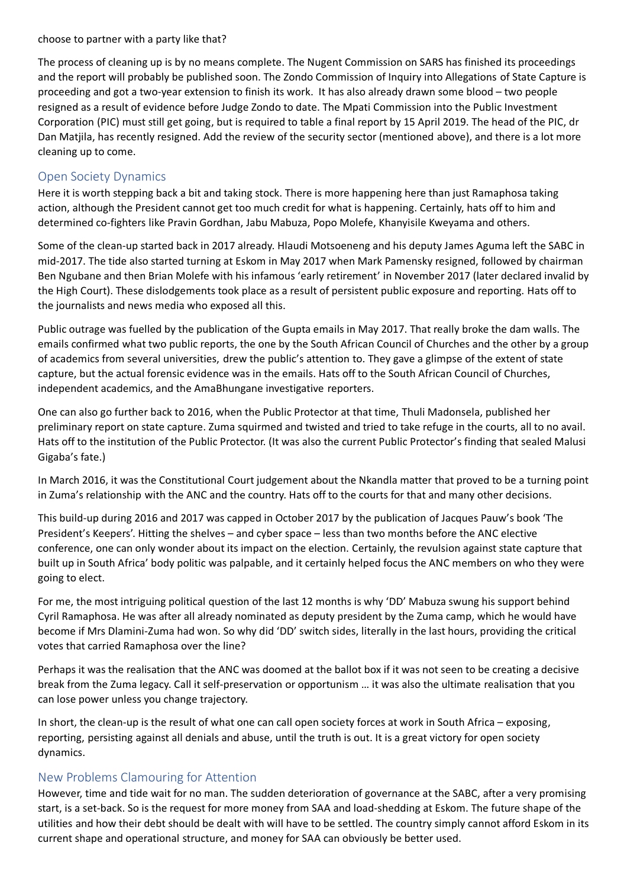choose to partner with a party like that?

The process of cleaning up is by no means complete. The Nugent Commission on SARS has finished its proceedings and the report will probably be published soon. The Zondo Commission of Inquiry into Allegations of State Capture is proceeding and got a two-year extension to finish its work. It has also already drawn some blood – two people resigned as a result of evidence before Judge Zondo to date. The Mpati Commission into the Public Investment Corporation (PIC) must still get going, but is required to table a final report by 15 April 2019. The head of the PIC, dr Dan Matjila, has recently resigned. Add the review of the security sector (mentioned above), and there is a lot more cleaning up to come.

## Open Society Dynamics

Here it is worth stepping back a bit and taking stock. There is more happening here than just Ramaphosa taking action, although the President cannot get too much credit for what is happening. Certainly, hats off to him and determined co-fighters like Pravin Gordhan, Jabu Mabuza, Popo Molefe, Khanyisile Kweyama and others.

Some of the clean-up started back in 2017 already. Hlaudi Motsoeneng and his deputy James Aguma left the SABC in mid-2017. The tide also started turning at Eskom in May 2017 when Mark Pamensky resigned, followed by chairman Ben Ngubane and then Brian Molefe with his infamous 'early retirement' in November 2017 (later declared invalid by the High Court). These dislodgements took place as a result of persistent public exposure and reporting. Hats off to the journalists and news media who exposed all this.

Public outrage was fuelled by the publication of the Gupta emails in May 2017. That really broke the dam walls. The emails confirmed what two public reports, the one by the South African Council of Churches and the other by a group of academics from several universities, drew the public's attention to. They gave a glimpse of the extent of state capture, but the actual forensic evidence was in the emails. Hats off to the South African Council of Churches, independent academics, and the AmaBhungane investigative reporters.

One can also go further back to 2016, when the Public Protector at that time, Thuli Madonsela, published her preliminary report on state capture. Zuma squirmed and twisted and tried to take refuge in the courts, all to no avail. Hats off to the institution of the Public Protector. (It was also the current Public Protector's finding that sealed Malusi Gigaba's fate.)

In March 2016, it was the Constitutional Court judgement about the Nkandla matter that proved to be a turning point in Zuma's relationship with the ANC and the country. Hats off to the courts for that and many other decisions.

This build-up during 2016 and 2017 was capped in October 2017 by the publication of Jacques Pauw's book 'The President's Keepers'. Hitting the shelves – and cyber space – less than two months before the ANC elective conference, one can only wonder about its impact on the election. Certainly, the revulsion against state capture that built up in South Africa' body politic was palpable, and it certainly helped focus the ANC members on who they were going to elect.

For me, the most intriguing political question of the last 12 months is why 'DD' Mabuza swung his support behind Cyril Ramaphosa. He was after all already nominated as deputy president by the Zuma camp, which he would have become if Mrs Dlamini-Zuma had won. So why did 'DD' switch sides, literally in the last hours, providing the critical votes that carried Ramaphosa over the line?

Perhaps it was the realisation that the ANC was doomed at the ballot box if it was not seen to be creating a decisive break from the Zuma legacy. Call it self-preservation or opportunism … it was also the ultimate realisation that you can lose power unless you change trajectory.

In short, the clean-up is the result of what one can call open society forces at work in South Africa – exposing, reporting, persisting against all denials and abuse, until the truth is out. It is a great victory for open society dynamics.

## New Problems Clamouring for Attention

However, time and tide wait for no man. The sudden deterioration of governance at the SABC, after a very promising start, is a set-back. So is the request for more money from SAA and load-shedding at Eskom. The future shape of the utilities and how their debt should be dealt with will have to be settled. The country simply cannot afford Eskom in its current shape and operational structure, and money for SAA can obviously be better used.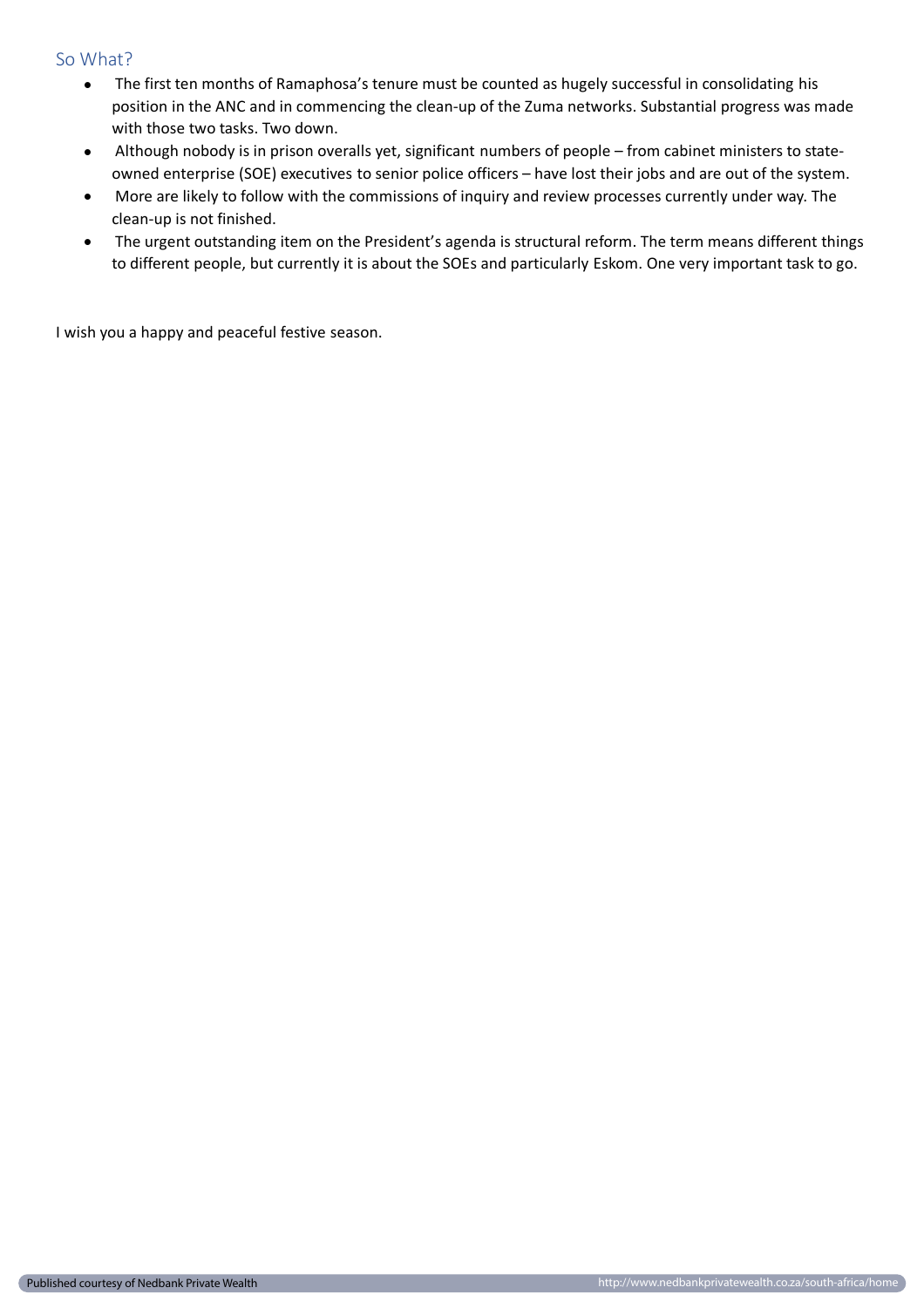## So What?

- The first ten months of Ramaphosa's tenure must be counted as hugely successful in consolidating his position in the ANC and in commencing the clean-up of the Zuma networks. Substantial progress was made with those two tasks. Two down.
- Although nobody is in prison overalls yet, significant numbers of people – from cabinet ministers to state-owned enterprise (SOE) executives to senior police officers – have lost their jobs and are out of the system.
- More are likely to follow with the commissions of inquiry and review processes currently under way. The clean-up is not finished.
- The urgent outstanding item on the President's agenda is structural reform. The term means different things to different people, but currently it is about the SOEs and particularly Eskom. One very important task to go.

I wish you a happy and peaceful festive season.